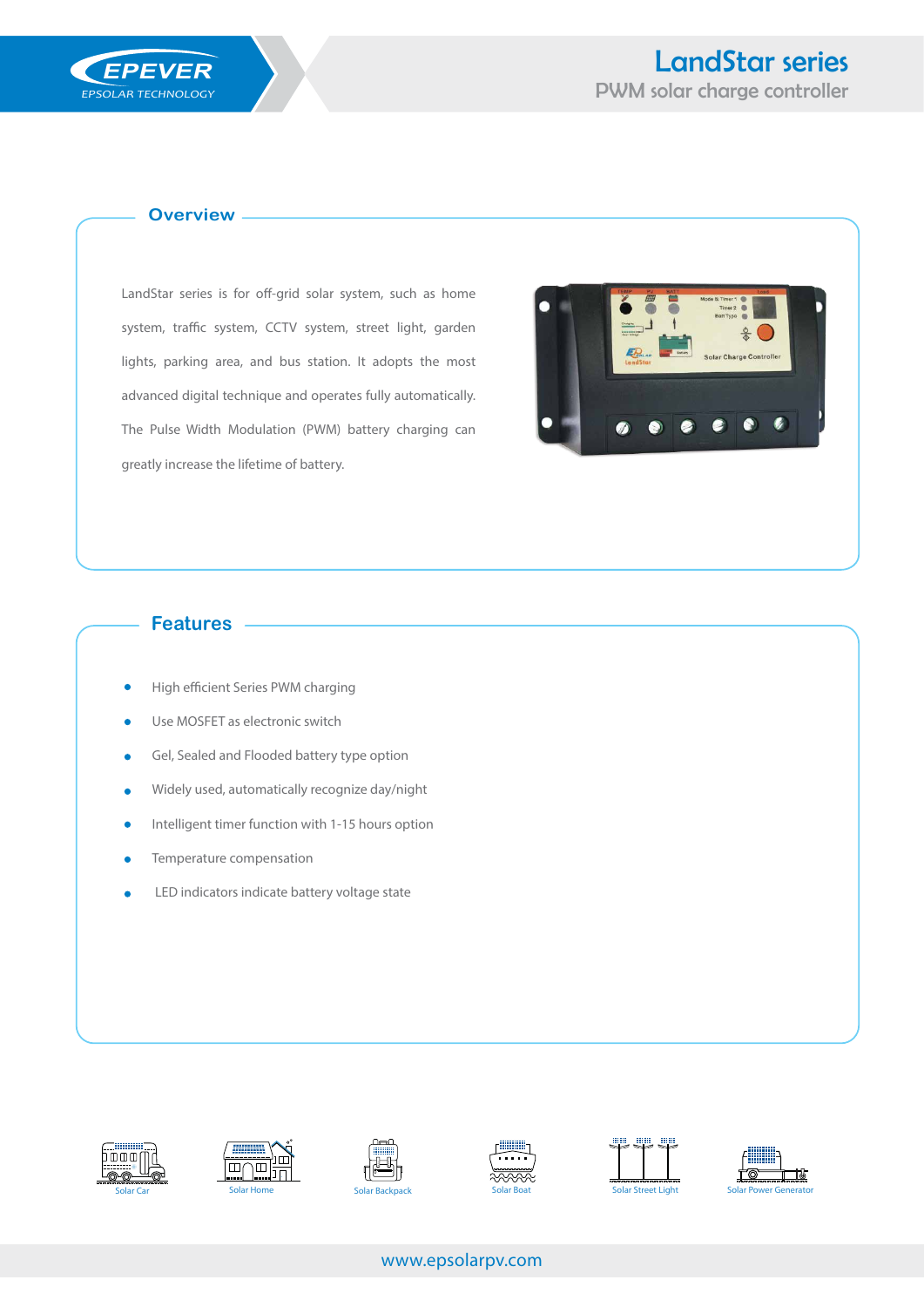EPEVER
EPSOLAR TECHNOLOGY

# LandStar series

PWM solar charge controller

## Overview

LandStar series is for off-grid solar system, such as home system, traffic system, CCTV system, street light, garden lights, parking area, and bus station. It adopts the most advanced digital technique and operates fully automatically. The Pulse Width Modulation (PWM) battery charging can greatly increase the lifetime of battery.

## Features

- High efficient Series PWM charging
- Use MOSFET as electronic switch
- Gel, Sealed and Flooded battery type option
- Widely used, automatically recognize day/night
- Intelligent timer function with 1-15 hours option
- Temperature compensation
- LED indicators indicate battery voltage state

Solar Car　Solar Home　Solar Backpack　Solar Boat　Solar Street Light　Solar Power Generator

www.epsolarpv.com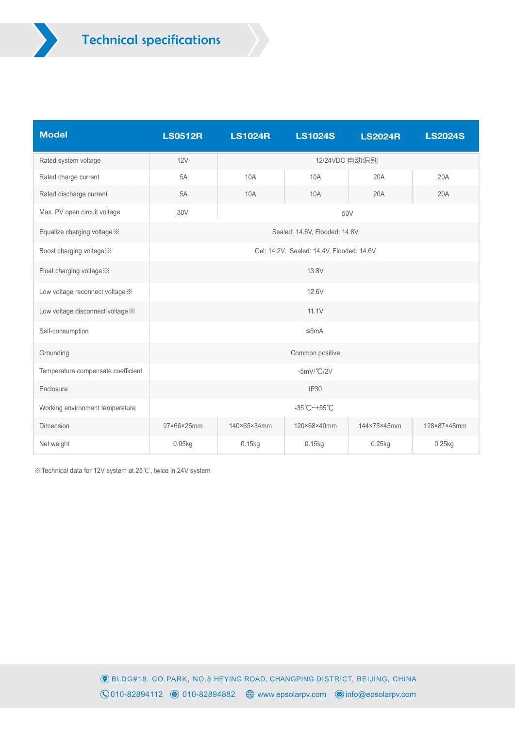# Technical specifications

| Model | LS0512R | LS1024R | LS1024S | LS2024R | LS2024S |
|---|---|---|---|---|---|
| Rated system voltage | 12V | 12/24VDC 自动识别 | | | |
| Rated charge current | 5A | 10A | 10A | 20A | 20A |
| Rated discharge current | 5A | 10A | 10A | 20A | 20A |
| Max. PV open circuit voltage | 30V | 50V | | | |
| Equalize charging voltage※ | Sealed: 14.6V, Flooded: 14.8V | | | | |
| Boost charging voltage※ | Gel: 14.2V, Sealed: 14.4V, Flooded: 14.6V | | | | |
| Float charging voltage※ | 13.8V | | | | |
| Low voltage reconnect voltage※ | 12.6V | | | | |
| Low voltage disconnect voltage※ | 11.1V | | | | |
| Self-consumption | ≤6mA | | | | |
| Grounding | Common positive | | | | |
| Temperature compensate coefficient | -5mV/℃/2V | | | | |
| Enclosure | IP30 | | | | |
| Working environment temperature | -35℃~+55℃ | | | | |
| Dimension | 97×66×25mm | 140×65×34mm | 120×68×40mm | 144×75×45mm | 128×87×48mm |
| Net weight | 0.05kg | 0.15kg | 0.15kg | 0.25kg | 0.25kg |

※Technical data for 12V system at 25℃, twice in 24V system

BLDG#18, CO.PARK, NO.8 HEYING ROAD, CHANGPING DISTRICT, BEIJING, CHINA

010-82894112 010-82894882 www.epsolarpv.com info@epsolarpv.com